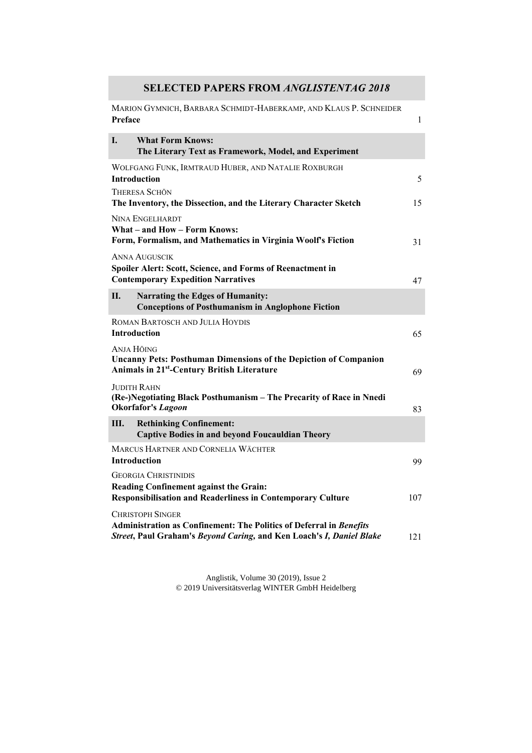# SELECTED PAPERS FROM *ANGLISTENTAG 2018*

MARION GYMNICH, BARBARA SCHMIDT-HABERKAMP, AND KLAUS P. SCHNEIDER
**Preface** 1

## I. What Form Knows: The Literary Text as Framework, Model, and Experiment

WOLFGANG FUNK, IRMTRAUD HUBER, AND NATALIE ROXBURGH
**Introduction** 5

THERESA SCHÖN
**The Inventory, the Dissection, and the Literary Character Sketch** 15

NINA ENGELHARDT
**What – and How – Form Knows: Form, Formalism, and Mathematics in Virginia Woolf's Fiction** 31

ANNA AUGUSCIK
**Spoiler Alert: Scott, Science, and Forms of Reenactment in Contemporary Expedition Narratives** 47

## II. Narrating the Edges of Humanity: Conceptions of Posthumanism in Anglophone Fiction

ROMAN BARTOSCH AND JULIA HOYDIS
**Introduction** 65

ANJA HÖING
**Uncanny Pets: Posthuman Dimensions of the Depiction of Companion Animals in 21st-Century British Literature** 69

JUDITH RAHN
**(Re-)Negotiating Black Posthumanism – The Precarity of Race in Nnedi Okorfafor's *Lagoon*** 83

## III. Rethinking Confinement: Captive Bodies in and beyond Foucauldian Theory

MARCUS HARTNER AND CORNELIA WÄCHTER
**Introduction** 99

GEORGIA CHRISTINIDIS
**Reading Confinement against the Grain: Responsibilisation and Readerliness in Contemporary Culture** 107

CHRISTOPH SINGER
**Administration as Confinement: The Politics of Deferral in *Benefits Street*, Paul Graham's *Beyond Caring,* and Ken Loach's *I, Daniel Blake*** 121

Anglistik, Volume 30 (2019), Issue 2
© 2019 Universitätsverlag WINTER GmbH Heidelberg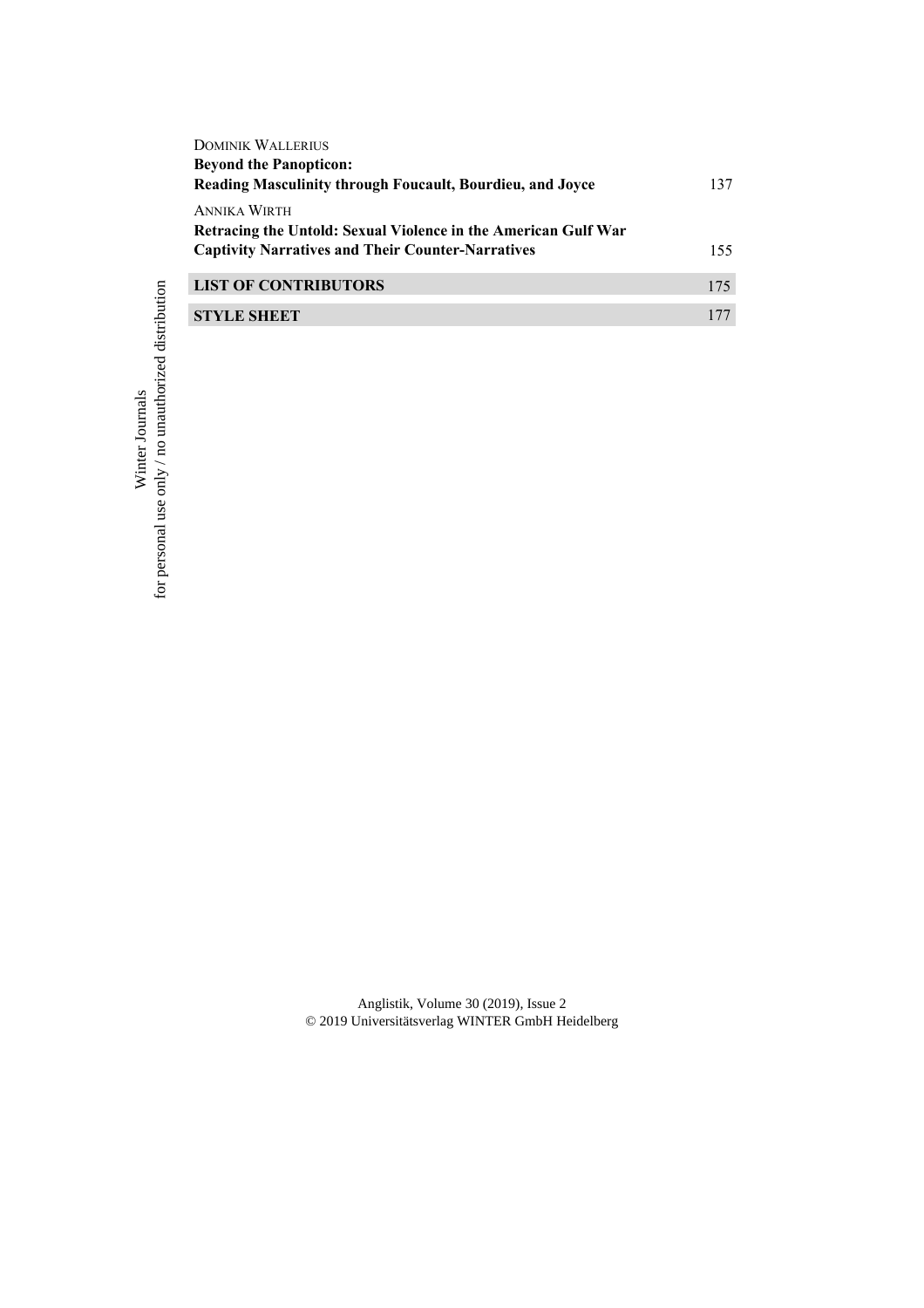DOMINIK WALLERIUS
**Beyond the Panopticon:**
**Reading Masculinity through Foucault, Bourdieu, and Joyce** 137

ANNIKA WIRTH
**Retracing the Untold: Sexual Violence in the American Gulf War Captivity Narratives and Their Counter-Narratives** 155

**LIST OF CONTRIBUTORS** 175

**STYLE SHEET** 177